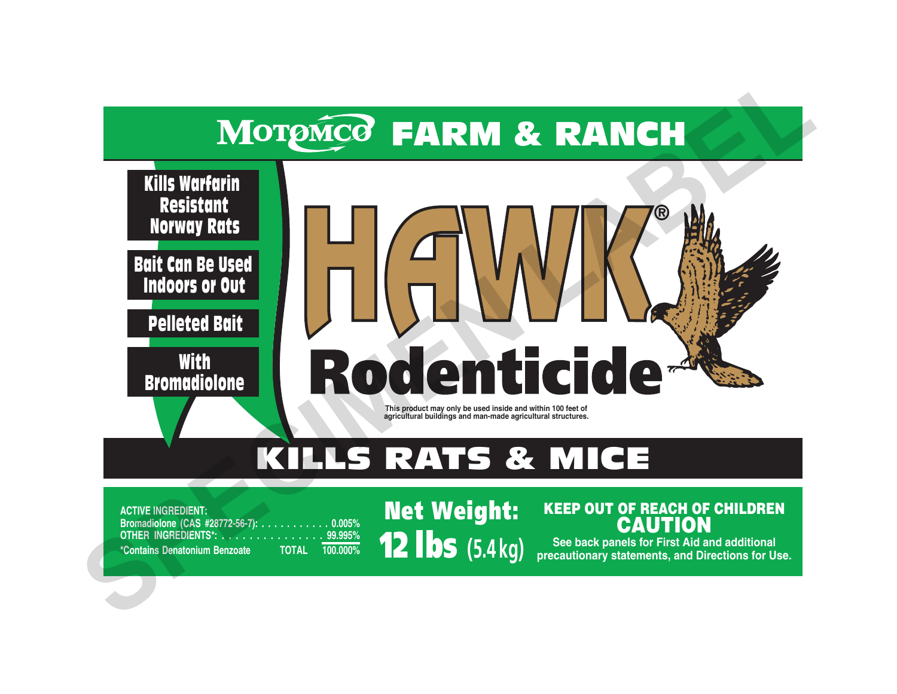# MOTOMCO FARM & RANCH

- Kills Warfarin Resistant Norway Rats
- Bait Can Be Used Indoors or Out
- Pelleted Bait
- With Bromadiolone

# HAWK®

# Rodenticide

This product may only be used inside and within 100 feet of agricultural buildings and man-made agricultural structures.

## KILLS RATS & MICE

**ACTIVE INGREDIENT:**

| | |
|---|---|
| Bromadiolone (CAS #28772-56-7): | 0.005% |
| OTHER INGREDIENTS*: | 99.995% |
| TOTAL | 100.000% |

*Contains Denatonium Benzoate

**Net Weight:**
**12 lbs (5.4 kg)**

**KEEP OUT OF REACH OF CHILDREN**

**CAUTION**

See back panels for First Aid and additional precautionary statements, and Directions for Use.

SPECIMEN LABEL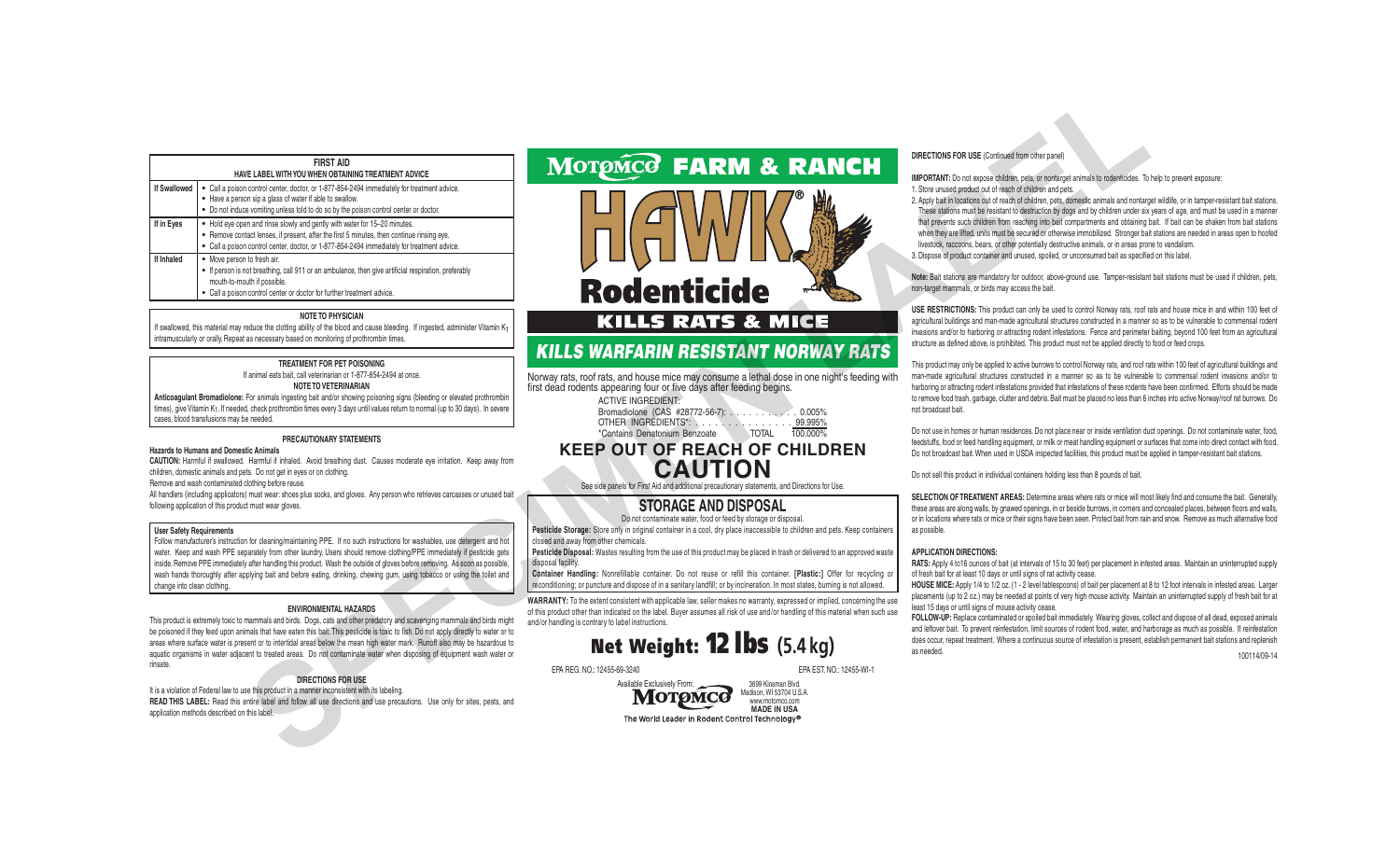| FIRST AID | |
|---|---|
| HAVE LABEL WITH YOU WHEN OBTAINING TREATMENT ADVICE | |
| If Swallowed | • Call a poison control center, doctor, or 1-877-854-2494 immediately for treatment advice.<br>• Have a person sip a glass of water if able to swallow.<br>• Do not induce vomiting unless told to do so by the poison control center or doctor. |
| If in Eyes | • Hold eye open and rinse slowly and gently with water for 15–20 minutes.<br>• Remove contact lenses, if present, after the first 5 minutes, then continue rinsing eye.<br>• Call a poison control center, doctor, or 1-877-854-2494 immediately for treatment advice. |
| If Inhaled | • Move person to fresh air.<br>• If person is not breathing, call 911 or an ambulance, then give artificial respiration, preferably mouth-to-mouth if possible.<br>• Call a poison control center or doctor for further treatment advice. |

**NOTE TO PHYSICIAN**

If swallowed, this material may reduce the clotting ability of the blood and cause bleeding. If ingested, administer Vitamin $K_1$ intramuscularly or orally. Repeat as necessary based on monitoring of prothrombin times.

**TREATMENT FOR PET POISONING**

If animal eats bait, call veterinarian or 1-877-854-2494 at once.

**NOTE TO VETERINARIAN**

**Anticoagulant Bromadiolone:** For animals ingesting bait and/or showing poisoning signs (bleeding or elevated prothrombin times), give Vitamin $K_1$. If needed, check prothrombin times every 3 days until values return to normal (up to 30 days). In severe cases, blood transfusions may be needed.

## PRECAUTIONARY STATEMENTS

**Hazards to Humans and Domestic Animals**

**CAUTION:** Harmful if swallowed. Harmful if inhaled. Avoid breathing dust. Causes moderate eye irritation. Keep away from children, domestic animals and pets. Do not get in eyes or on clothing.

Remove and wash contaminated clothing before reuse.

All handlers (including applicators) must wear: shoes plus socks, and gloves. Any person who retrieves carcasses or unused bait following application of this product must wear gloves.

**User Safety Requirements**

Follow manufacturer's instruction for cleaning/maintaining PPE. If no such instructions for washables, use detergent and hot water. Keep and wash PPE separately from other laundry. Users should remove clothing/PPE immediately if pesticide gets inside. Remove PPE immediately after handling this product. Wash the outside of gloves before removing. As soon as possible, wash hands thoroughly after applying bait and before eating, drinking, chewing gum, using tobacco or using the toilet and change into clean clothing.

**ENVIRONMENTAL HAZARDS**

This product is extremely toxic to mammals and birds. Dogs, cats and other predatory and scavenging mammals and birds might be poisoned if they feed upon animals that have eaten this bait. This pesticide is toxic to fish. Do not apply directly to water or to areas where surface water is present or to intertidal areas below the mean high water mark. Runoff also may be hazardous to aquatic organisms in water adjacent to treated areas. Do not contaminate water when disposing of equipment wash water or rinsate.

**DIRECTIONS FOR USE**

It is a violation of Federal law to use this product in a manner inconsistent with its labeling.

**READ THIS LABEL:** Read this entire label and follow all use directions and use precautions. Use only for sites, pests, and application methods described on this label.

# MOTOMCO FARM & RANCH

# HAWK® Rodenticide

## KILLS RATS & MICE

## *KILLS WARFARIN RESISTANT NORWAY RATS*

Norway rats, roof rats, and house mice may consume a lethal dose in one night's feeding with first dead rodents appearing four or five days after feeding begins.

ACTIVE INGREDIENT:
Bromadiolone (CAS #28772-56-7): . . . . . . . . . . . 0.005%
OTHER INGREDIENTS*: . . . . . . . . . . . . . . . . 99.995%
*Contains Denatonium Benzoate TOTAL 100.000%

## KEEP OUT OF REACH OF CHILDREN

## CAUTION

See side panels for First Aid and additional precautionary statements, and Directions for Use.

## STORAGE AND DISPOSAL

Do not contaminate water, food or feed by storage or disposal.

**Pesticide Storage:** Store only in original container in a cool, dry place inaccessible to children and pets. Keep containers closed and away from other chemicals.

**Pesticide Disposal:** Wastes resulting from the use of this product may be placed in trash or delivered to an approved waste disposal facility.

**Container Handling:** Nonrefillable container. Do not reuse or refill this container. **[Plastic:]** Offer for recycling or reconditioning; or puncture and dispose of in a sanitary landfill; or by incineration. In most states, burning is not allowed.

**WARRANTY:** To the extent consistent with applicable law, seller makes no warranty, expressed or implied, concerning the use of this product other than indicated on the label. Buyer assumes all risk of use and/or handling of this material when such use and/or handling is contrary to label instructions.

## Net Weight: 12 lbs (5.4 kg)

EPA REG. NO.: 12455-69-3240 EPA EST. NO.: 12455-WI-1

Available Exclusively From: MOTOMCO
3699 Kinsman Blvd.
Madison, WI 53704 U.S.A.
www.motomco.com
MADE IN USA

The World Leader in Rodent Control Technology®

**DIRECTIONS FOR USE** (Continued from other panel)

**IMPORTANT:** Do not expose children, pets, or nontarget animals to rodenticides. To help to prevent exposure:

1. Store unused product out of reach of children and pets.
2. Apply bait in locations out of reach of children, pets, domestic animals and nontarget wildlife, or in tamper-resistant bait stations. These stations must be resistant to destruction by dogs and by children under six years of age, and must be used in a manner that prevents such children from reaching into bait compartments and obtaining bait. If bait can be shaken from bait stations when they are lifted, units must be secured or otherwise immobilized. Stronger bait stations are needed in areas open to hoofed livestock, raccoons, bears, or other potentially destructive animals, or in areas prone to vandalism.
3. Dispose of product container and unused, spoiled, or unconsumed bait as specified on this label.

**Note:** Bait stations are mandatory for outdoor, above-ground use. Tamper-resistant bait stations must be used if children, pets, non-target mammals, or birds may access the bait.

**USE RESTRICTIONS:** This product can only be used to control Norway rats, roof rats and house mice in and within 100 feet of agricultural buildings and man-made agricultural structures constructed in a manner so as to be vulnerable to commensal rodent invasions and/or to harboring or attracting rodent infestations. Fence and perimeter baiting, beyond 100 feet from an agricultural structure as defined above, is prohibited. This product must not be applied directly to food or feed crops.

This product may only be applied to active burrows to control Norway rats, and roof rats within 100 feet of agricultural buildings and man-made agricultural structures constructed in a manner so as to be vulnerable to commensal rodent invasions and/or to harboring or attracting rodent infestations provided that infestations of these rodents have been confirmed. Efforts should be made to remove food trash, garbage, clutter and debris. Bait must be placed no less than 6 inches into active Norway/roof rat burrows. Do not broadcast bait.

Do not use in homes or human residences. Do not place near or inside ventilation duct openings. Do not contaminate water, food, feedstuffs, food or feed handling equipment, or milk or meat handling equipment or surfaces that come into direct contact with food. Do not broadcast bait. When used in USDA inspected facilities, this product must be applied in tamper-resistant bait stations.

Do not sell this product in individual containers holding less than 8 pounds of bait.

**SELECTION OF TREATMENT AREAS:** Determine areas where rats or mice will most likely find and consume the bait. Generally, these areas are along walls, by gnawed openings, in or beside burrows, in corners and concealed places, between floors and walls, or in locations where rats or mice or their signs have been seen. Protect bait from rain and snow. Remove as much alternative food as possible.

**APPLICATION DIRECTIONS:**

**RATS:** Apply 4 to16 ounces of bait (at intervals of 15 to 30 feet) per placement in infested areas. Maintain an uninterrupted supply of fresh bait for at least 10 days or until signs of rat activity cease.

**HOUSE MICE:** Apply 1/4 to 1/2 oz. (1 - 2 level tablespoons) of bait per placement at 8 to 12 foot intervals in infested areas. Larger placements (up to 2 oz.) may be needed at points of very high mouse activity. Maintain an uninterrupted supply of fresh bait for at least 15 days or until signs of mouse activity cease.

**FOLLOW-UP:** Replace contaminated or spoiled bait immediately. Wearing gloves, collect and dispose of all dead, exposed animals and leftover bait. To prevent reinfestation, limit sources of rodent food, water, and harborage as much as possible. If reinfestation does occur, repeat treatment. Where a continuous source of infestation is present, establish permanent bait stations and replenish as needed.

100114/09-14